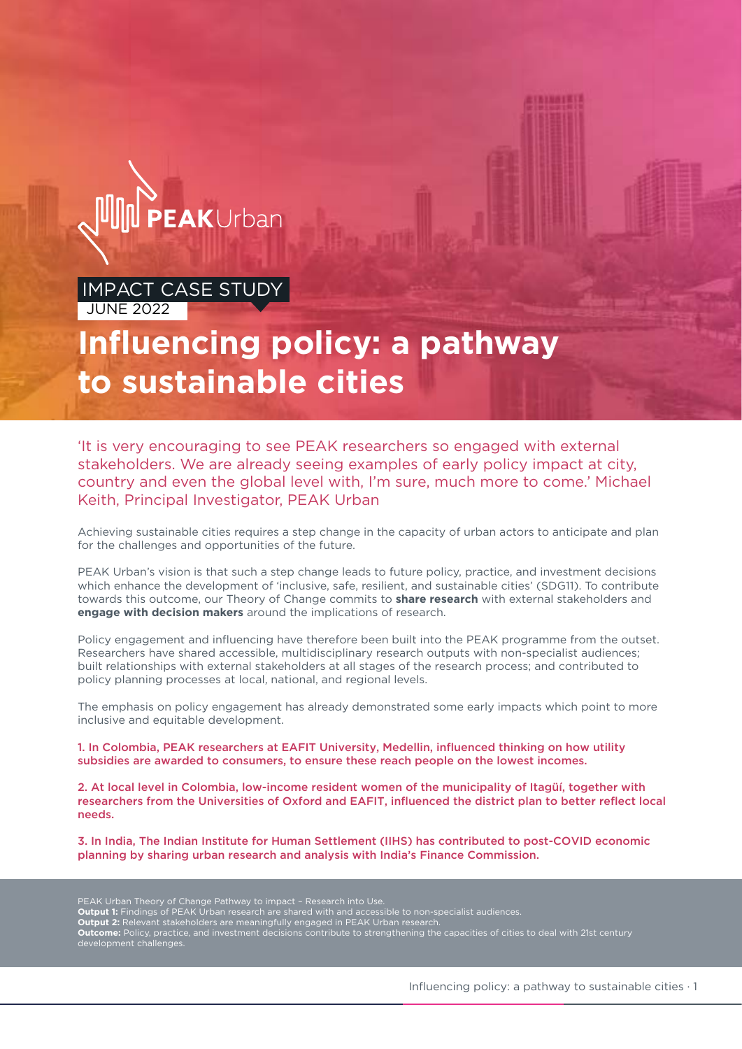PEAKUrban

IMPACT CASE STUDY
JUNE 2022

# Influencing policy: a pathway to sustainable cities

'It is very encouraging to see PEAK researchers so engaged with external stakeholders. We are already seeing examples of early policy impact at city, country and even the global level with, I'm sure, much more to come.' Michael Keith, Principal Investigator, PEAK Urban

Achieving sustainable cities requires a step change in the capacity of urban actors to anticipate and plan for the challenges and opportunities of the future.

PEAK Urban's vision is that such a step change leads to future policy, practice, and investment decisions which enhance the development of 'inclusive, safe, resilient, and sustainable cities' (SDG11). To contribute towards this outcome, our Theory of Change commits to **share research** with external stakeholders and **engage with decision makers** around the implications of research.

Policy engagement and influencing have therefore been built into the PEAK programme from the outset. Researchers have shared accessible, multidisciplinary research outputs with non-specialist audiences; built relationships with external stakeholders at all stages of the research process; and contributed to policy planning processes at local, national, and regional levels.

The emphasis on policy engagement has already demonstrated some early impacts which point to more inclusive and equitable development.

1. In Colombia, PEAK researchers at EAFIT University, Medellin, influenced thinking on how utility subsidies are awarded to consumers, to ensure these reach people on the lowest incomes.

2. At local level in Colombia, low-income resident women of the municipality of Itagüí, together with researchers from the Universities of Oxford and EAFIT, influenced the district plan to better reflect local needs.

3. In India, The Indian Institute for Human Settlement (IIHS) has contributed to post-COVID economic planning by sharing urban research and analysis with India's Finance Commission.

PEAK Urban Theory of Change Pathway to impact – Research into Use.
**Output 1:** Findings of PEAK Urban research are shared with and accessible to non-specialist audiences.
**Output 2:** Relevant stakeholders are meaningfully engaged in PEAK Urban research.
**Outcome:** Policy, practice, and investment decisions contribute to strengthening the capacities of cities to deal with 21st century development challenges.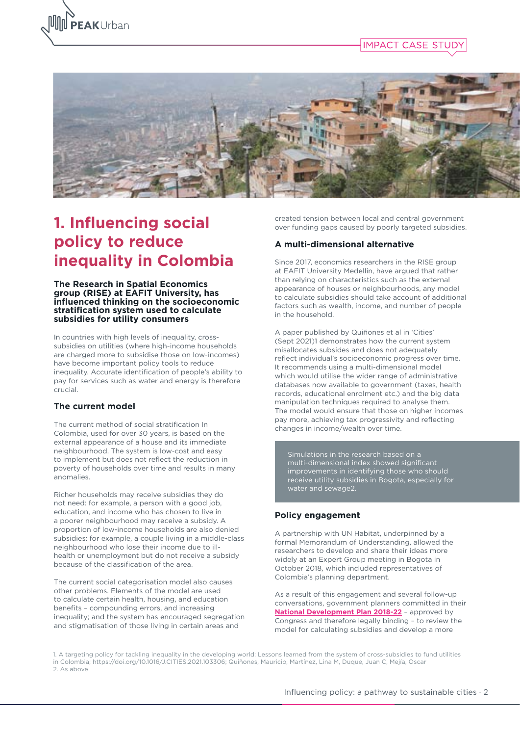IMPACT CASE STUDY

# 1. Influencing social policy to reduce inequality in Colombia

**The Research in Spatial Economics group (RISE) at EAFIT University, has influenced thinking on the socioeconomic stratification system used to calculate subsidies for utility consumers**

In countries with high levels of inequality, cross-subsidies on utilities (where high-income households are charged more to subsidise those on low-incomes) have become important policy tools to reduce inequality. Accurate identification of people's ability to pay for services such as water and energy is therefore crucial.

### The current model

The current method of social stratification In Colombia, used for over 30 years, is based on the external appearance of a house and its immediate neighbourhood. The system is low-cost and easy to implement but does not reflect the reduction in poverty of households over time and results in many anomalies.

Richer households may receive subsidies they do not need: for example, a person with a good job, education, and income who has chosen to live in a poorer neighbourhood may receive a subsidy. A proportion of low-income households are also denied subsidies: for example, a couple living in a middle-class neighbourhood who lose their income due to ill-health or unemployment but do not receive a subsidy because of the classification of the area.

The current social categorisation model also causes other problems. Elements of the model are used to calculate certain health, housing, and education benefits – compounding errors, and increasing inequality; and the system has encouraged segregation and stigmatisation of those living in certain areas and created tension between local and central government over funding gaps caused by poorly targeted subsidies.

### A multi-dimensional alternative

Since 2017, economics researchers in the RISE group at EAFIT University Medellin, have argued that rather than relying on characteristics such as the external appearance of houses or neighbourhoods, any model to calculate subsidies should take account of additional factors such as wealth, income, and number of people in the household.

A paper published by Quiñones et al in 'Cities' (Sept 2021)[1] demonstrates how the current system misallocates subsides and does not adequately reflect individual's socioeconomic progress over time. It recommends using a multi-dimensional model which would utilise the wider range of administrative databases now available to government (taxes, health records, educational enrolment etc.) and the big data manipulation techniques required to analyse them. The model would ensure that those on higher incomes pay more, achieving tax progressivity and reflecting changes in income/wealth over time.

> Simulations in the research based on a multi-dimensional index showed significant improvements in identifying those who should receive utility subsidies in Bogota, especially for water and sewage[2].

### Policy engagement

A partnership with UN Habitat, underpinned by a formal Memorandum of Understanding, allowed the researchers to develop and share their ideas more widely at an Expert Group meeting in Bogota in October 2018, which included representatives of Colombia's planning department.

As a result of this engagement and several follow-up conversations, government planners committed in their **National Development Plan 2018-22** – approved by Congress and therefore legally binding – to review the model for calculating subsidies and develop a more

1. A targeting policy for tackling inequality in the developing world: Lessons learned from the system of cross-subsidies to fund utilities in Colombia; https://doi.org/10.1016/J.CITIES.2021.103306; Quiñones, Mauricio, Martínez, Lina M, Duque, Juan C, Mejía, Oscar
2. As above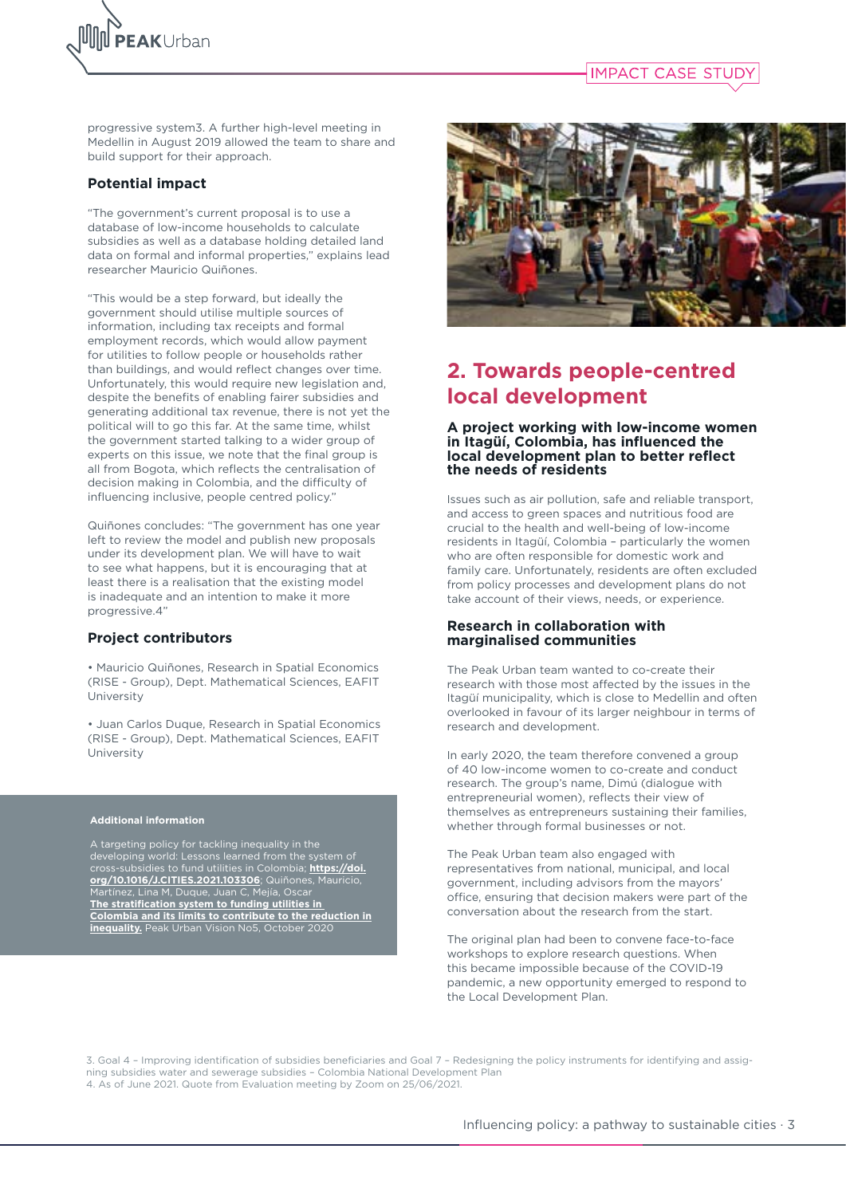progressive system3. A further high-level meeting in Medellin in August 2019 allowed the team to share and build support for their approach.

### Potential impact

"The government's current proposal is to use a database of low-income households to calculate subsidies as well as a database holding detailed land data on formal and informal properties," explains lead researcher Mauricio Quiñones.

"This would be a step forward, but ideally the government should utilise multiple sources of information, including tax receipts and formal employment records, which would allow payment for utilities to follow people or households rather than buildings, and would reflect changes over time. Unfortunately, this would require new legislation and, despite the benefits of enabling fairer subsidies and generating additional tax revenue, there is not yet the political will to go this far. At the same time, whilst the government started talking to a wider group of experts on this issue, we note that the final group is all from Bogota, which reflects the centralisation of decision making in Colombia, and the difficulty of influencing inclusive, people centred policy."

Quiñones concludes: "The government has one year left to review the model and publish new proposals under its development plan. We will have to wait to see what happens, but it is encouraging that at least there is a realisation that the existing model is inadequate and an intention to make it more progressive.4"

### Project contributors

- Mauricio Quiñones, Research in Spatial Economics (RISE - Group), Dept. Mathematical Sciences, EAFIT University
- Juan Carlos Duque, Research in Spatial Economics (RISE - Group), Dept. Mathematical Sciences, EAFIT University

**Additional information**

A targeting policy for tackling inequality in the developing world: Lessons learned from the system of cross-subsidies to fund utilities in Colombia; **https://doi.org/10.1016/J.CITIES.2021.103306**; Quiñones, Mauricio, Martínez, Lina M, Duque, Juan C, Mejía, Oscar
**The stratification system to funding utilities in Colombia and its limits to contribute to the reduction in inequality.** Peak Urban Vision No5, October 2020

## 2. Towards people-centred local development

### A project working with low-income women in Itagüí, Colombia, has influenced the local development plan to better reflect the needs of residents

Issues such as air pollution, safe and reliable transport, and access to green spaces and nutritious food are crucial to the health and well-being of low-income residents in Itagüí, Colombia – particularly the women who are often responsible for domestic work and family care. Unfortunately, residents are often excluded from policy processes and development plans do not take account of their views, needs, or experience.

### Research in collaboration with marginalised communities

The Peak Urban team wanted to co-create their research with those most affected by the issues in the Itagüí municipality, which is close to Medellin and often overlooked in favour of its larger neighbour in terms of research and development.

In early 2020, the team therefore convened a group of 40 low-income women to co-create and conduct research. The group's name, Dimú (dialogue with entrepreneurial women), reflects their view of themselves as entrepreneurs sustaining their families, whether through formal businesses or not.

The Peak Urban team also engaged with representatives from national, municipal, and local government, including advisors from the mayors' office, ensuring that decision makers were part of the conversation about the research from the start.

The original plan had been to convene face-to-face workshops to explore research questions. When this became impossible because of the COVID-19 pandemic, a new opportunity emerged to respond to the Local Development Plan.

3. Goal 4 – Improving identification of subsidies beneficiaries and Goal 7 – Redesigning the policy instruments for identifying and assigning subsidies water and sewerage subsidies – Colombia National Development Plan
4. As of June 2021. Quote from Evaluation meeting by Zoom on 25/06/2021.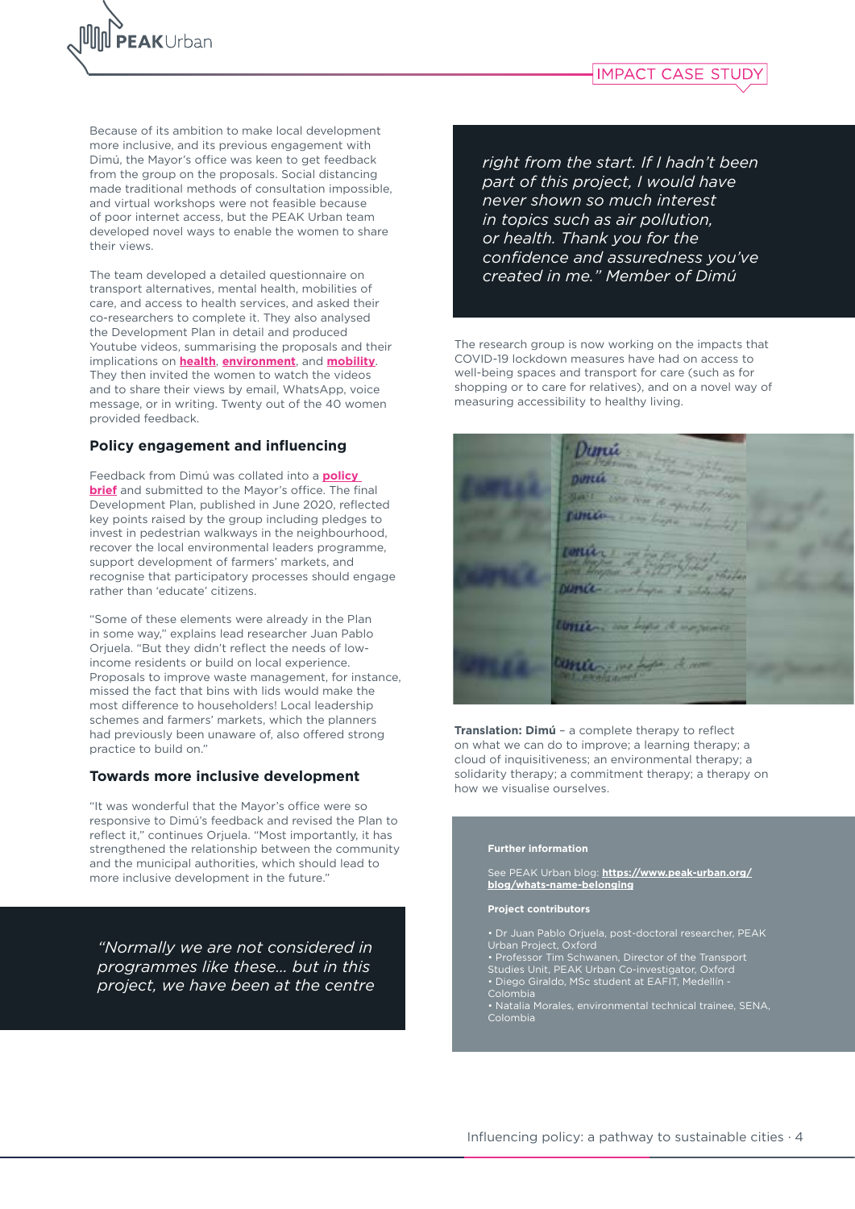Because of its ambition to make local development more inclusive, and its previous engagement with Dimú, the Mayor's office was keen to get feedback from the group on the proposals. Social distancing made traditional methods of consultation impossible, and virtual workshops were not feasible because of poor internet access, but the PEAK Urban team developed novel ways to enable the women to share their views.

The team developed a detailed questionnaire on transport alternatives, mental health, mobilities of care, and access to health services, and asked their co-researchers to complete it. They also analysed the Development Plan in detail and produced Youtube videos, summarising the proposals and their implications on **health**, **environment**, and **mobility**. They then invited the women to watch the videos and to share their views by email, WhatsApp, voice message, or in writing. Twenty out of the 40 women provided feedback.

### Policy engagement and influencing

Feedback from Dimú was collated into a **policy brief** and submitted to the Mayor's office. The final Development Plan, published in June 2020, reflected key points raised by the group including pledges to invest in pedestrian walkways in the neighbourhood, recover the local environmental leaders programme, support development of farmers' markets, and recognise that participatory processes should engage rather than 'educate' citizens.

"Some of these elements were already in the Plan in some way," explains lead researcher Juan Pablo Orjuela. "But they didn't reflect the needs of low-income residents or build on local experience. Proposals to improve waste management, for instance, missed the fact that bins with lids would make the most difference to householders! Local leadership schemes and farmers' markets, which the planners had previously been unaware of, also offered strong practice to build on."

### Towards more inclusive development

"It was wonderful that the Mayor's office were so responsive to Dimú's feedback and revised the Plan to reflect it," continues Orjuela. "Most importantly, it has strengthened the relationship between the community and the municipal authorities, which should lead to more inclusive development in the future."

> *"Normally we are not considered in programmes like these... but in this project, we have been at the centre right from the start. If I hadn't been part of this project, I would have never shown so much interest in topics such as air pollution, or health. Thank you for the confidence and assuredness you've created in me." Member of Dimú*

The research group is now working on the impacts that COVID-19 lockdown measures have had on access to well-being spaces and transport for care (such as for shopping or to care for relatives), and on a novel way of measuring accessibility to healthy living.

**Translation: Dimú** – a complete therapy to reflect on what we can do to improve; a learning therapy; a cloud of inquisitiveness; an environmental therapy; a solidarity therapy; a commitment therapy; a therapy on how we visualise ourselves.

**Further information**

See PEAK Urban blog: **https://www.peak-urban.org/blog/whats-name-belonging**

**Project contributors**

- Dr Juan Pablo Orjuela, post-doctoral researcher, PEAK Urban Project, Oxford
- Professor Tim Schwanen, Director of the Transport Studies Unit, PEAK Urban Co-investigator, Oxford
- Diego Giraldo, MSc student at EAFIT, Medellín - Colombia
- Natalia Morales, environmental technical trainee, SENA, Colombia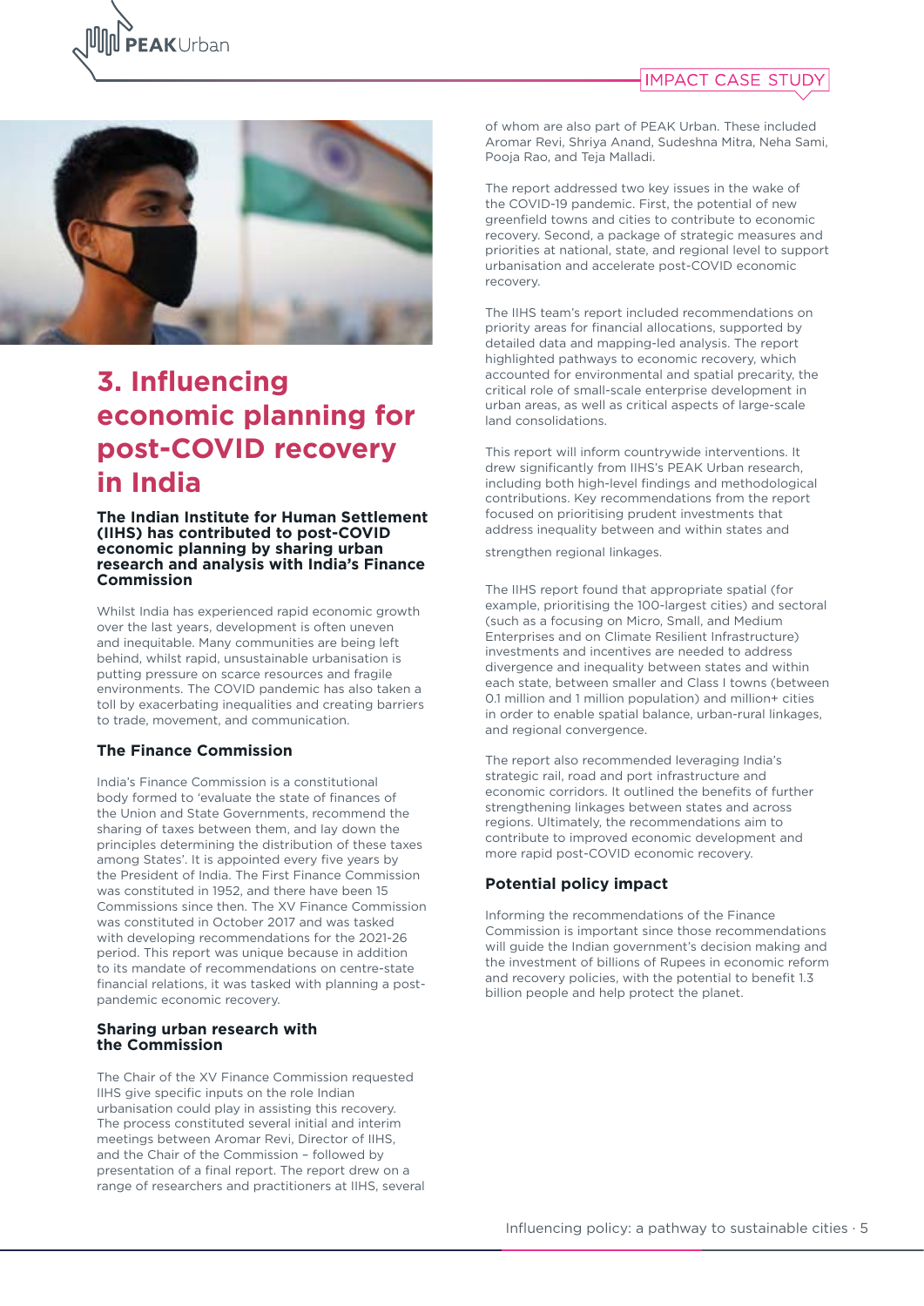# 3. Influencing economic planning for post-COVID recovery in India

**The Indian Institute for Human Settlement (IIHS) has contributed to post-COVID economic planning by sharing urban research and analysis with India's Finance Commission**

Whilst India has experienced rapid economic growth over the last years, development is often uneven and inequitable. Many communities are being left behind, whilst rapid, unsustainable urbanisation is putting pressure on scarce resources and fragile environments. The COVID pandemic has also taken a toll by exacerbating inequalities and creating barriers to trade, movement, and communication.

## The Finance Commission

India's Finance Commission is a constitutional body formed to 'evaluate the state of finances of the Union and State Governments, recommend the sharing of taxes between them, and lay down the principles determining the distribution of these taxes among States'. It is appointed every five years by the President of India. The First Finance Commission was constituted in 1952, and there have been 15 Commissions since then. The XV Finance Commission was constituted in October 2017 and was tasked with developing recommendations for the 2021-26 period. This report was unique because in addition to its mandate of recommendations on centre-state financial relations, it was tasked with planning a post-pandemic economic recovery.

## Sharing urban research with the Commission

The Chair of the XV Finance Commission requested IIHS give specific inputs on the role Indian urbanisation could play in assisting this recovery. The process constituted several initial and interim meetings between Aromar Revi, Director of IIHS, and the Chair of the Commission – followed by presentation of a final report. The report drew on a range of researchers and practitioners at IIHS, several of whom are also part of PEAK Urban. These included Aromar Revi, Shriya Anand, Sudeshna Mitra, Neha Sami, Pooja Rao, and Teja Malladi.

The report addressed two key issues in the wake of the COVID-19 pandemic. First, the potential of new greenfield towns and cities to contribute to economic recovery. Second, a package of strategic measures and priorities at national, state, and regional level to support urbanisation and accelerate post-COVID economic recovery.

The IIHS team's report included recommendations on priority areas for financial allocations, supported by detailed data and mapping-led analysis. The report highlighted pathways to economic recovery, which accounted for environmental and spatial precarity, the critical role of small-scale enterprise development in urban areas, as well as critical aspects of large-scale land consolidations.

This report will inform countrywide interventions. It drew significantly from IIHS's PEAK Urban research, including both high-level findings and methodological contributions. Key recommendations from the report focused on prioritising prudent investments that address inequality between and within states and strengthen regional linkages.

The IIHS report found that appropriate spatial (for example, prioritising the 100-largest cities) and sectoral (such as a focusing on Micro, Small, and Medium Enterprises and on Climate Resilient Infrastructure) investments and incentives are needed to address divergence and inequality between states and within each state, between smaller and Class I towns (between 0.1 million and 1 million population) and million+ cities in order to enable spatial balance, urban-rural linkages, and regional convergence.

The report also recommended leveraging India's strategic rail, road and port infrastructure and economic corridors. It outlined the benefits of further strengthening linkages between states and across regions. Ultimately, the recommendations aim to contribute to improved economic development and more rapid post-COVID economic recovery.

## Potential policy impact

Informing the recommendations of the Finance Commission is important since those recommendations will guide the Indian government's decision making and the investment of billions of Rupees in economic reform and recovery policies, with the potential to benefit 1.3 billion people and help protect the planet.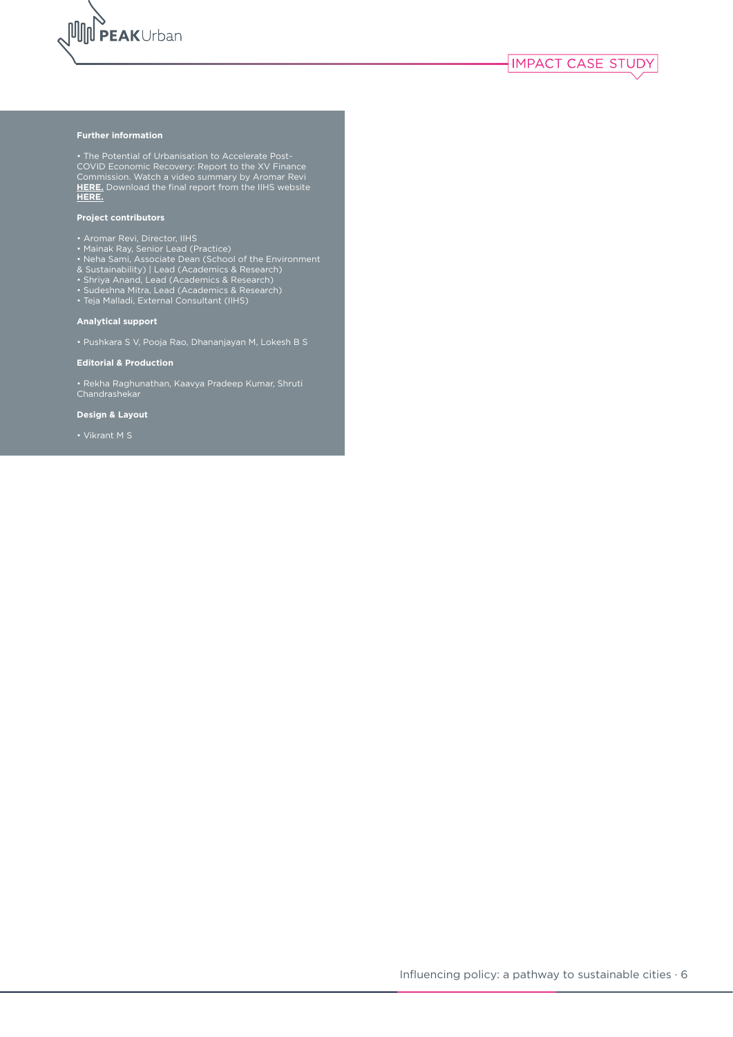**Further information**

- The Potential of Urbanisation to Accelerate Post-COVID Economic Recovery: Report to the XV Finance Commission. Watch a video summary by Aromar Revi **HERE.** Download the final report from the IIHS website **HERE.**

**Project contributors**

- Aromar Revi, Director, IIHS
- Mainak Ray, Senior Lead (Practice)
- Neha Sami, Associate Dean (School of the Environment & Sustainability) | Lead (Academics & Research)
- Shriya Anand, Lead (Academics & Research)
- Sudeshna Mitra, Lead (Academics & Research)
- Teja Malladi, External Consultant (IIHS)

**Analytical support**

- Pushkara S V, Pooja Rao, Dhananjayan M, Lokesh B S

**Editorial & Production**

- Rekha Raghunathan, Kaavya Pradeep Kumar, Shruti Chandrashekar

**Design & Layout**

- Vikrant M S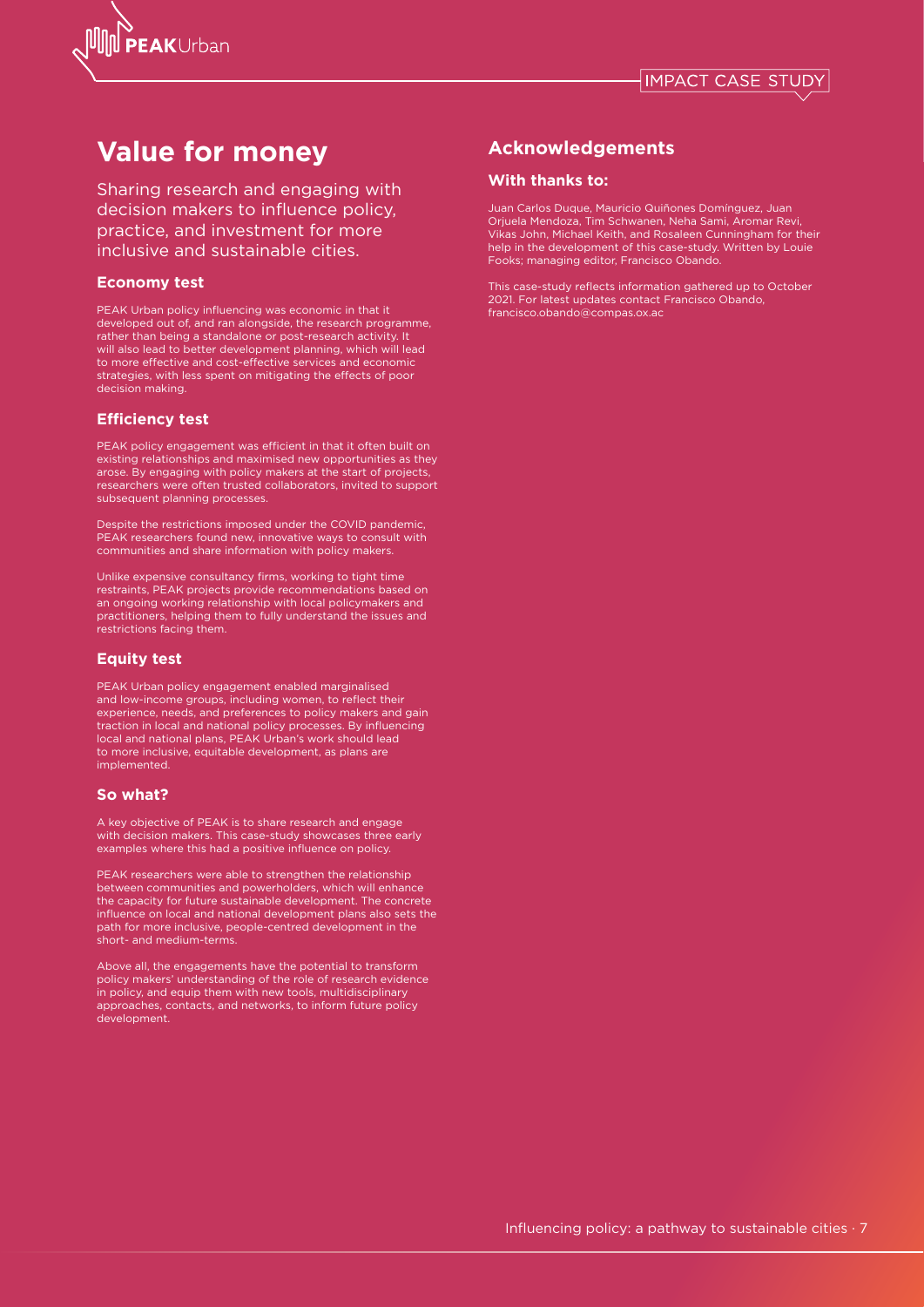# Value for money

Sharing research and engaging with decision makers to influence policy, practice, and investment for more inclusive and sustainable cities.

### Economy test

PEAK Urban policy influencing was economic in that it developed out of, and ran alongside, the research programme, rather than being a standalone or post-research activity. It will also lead to better development planning, which will lead to more effective and cost-effective services and economic strategies, with less spent on mitigating the effects of poor decision making.

### Efficiency test

PEAK policy engagement was efficient in that it often built on existing relationships and maximised new opportunities as they arose. By engaging with policy makers at the start of projects, researchers were often trusted collaborators, invited to support subsequent planning processes.

Despite the restrictions imposed under the COVID pandemic, PEAK researchers found new, innovative ways to consult with communities and share information with policy makers.

Unlike expensive consultancy firms, working to tight time restraints, PEAK projects provide recommendations based on an ongoing working relationship with local policymakers and practitioners, helping them to fully understand the issues and restrictions facing them.

### Equity test

PEAK Urban policy engagement enabled marginalised and low-income groups, including women, to reflect their experience, needs, and preferences to policy makers and gain traction in local and national policy processes. By influencing local and national plans, PEAK Urban's work should lead to more inclusive, equitable development, as plans are implemented.

### So what?

A key objective of PEAK is to share research and engage with decision makers. This case-study showcases three early examples where this had a positive influence on policy.

PEAK researchers were able to strengthen the relationship between communities and powerholders, which will enhance the capacity for future sustainable development. The concrete influence on local and national development plans also sets the path for more inclusive, people-centred development in the short- and medium-terms.

Above all, the engagements have the potential to transform policy makers' understanding of the role of research evidence in policy, and equip them with new tools, multidisciplinary approaches, contacts, and networks, to inform future policy development.

## Acknowledgements

### With thanks to:

Juan Carlos Duque, Mauricio Quiñones Domínguez, Juan Orjuela Mendoza, Tim Schwanen, Neha Sami, Aromar Revi, Vikas John, Michael Keith, and Rosaleen Cunningham for their help in the development of this case-study. Written by Louie Fooks; managing editor, Francisco Obando.

This case-study reflects information gathered up to October 2021. For latest updates contact Francisco Obando, francisco.obando@compas.ox.ac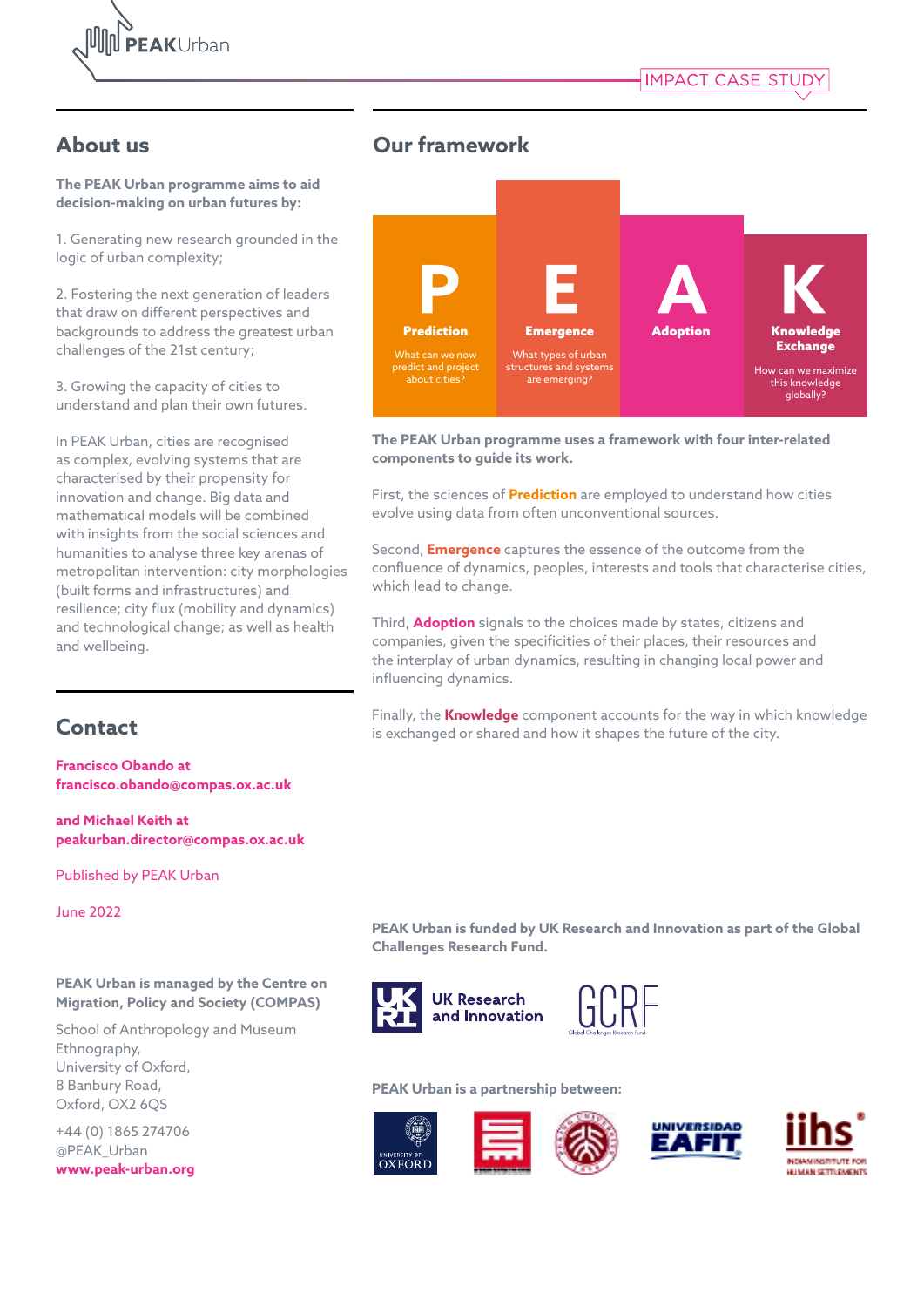IMPACT CASE STUDY

## About us

**The PEAK Urban programme aims to aid decision-making on urban futures by:**

1. Generating new research grounded in the logic of urban complexity;

2. Fostering the next generation of leaders that draw on different perspectives and backgrounds to address the greatest urban challenges of the 21st century;

3. Growing the capacity of cities to understand and plan their own futures.

In PEAK Urban, cities are recognised as complex, evolving systems that are characterised by their propensity for innovation and change. Big data and mathematical models will be combined with insights from the social sciences and humanities to analyse three key arenas of metropolitan intervention: city morphologies (built forms and infrastructures) and resilience; city flux (mobility and dynamics) and technological change; as well as health and wellbeing.

## Contact

**Francisco Obando at francisco.obando@compas.ox.ac.uk**

**and Michael Keith at peakurban.director@compas.ox.ac.uk**

Published by PEAK Urban

June 2022

**PEAK Urban is managed by the Centre on Migration, Policy and Society (COMPAS)**

School of Anthropology and Museum Ethnography,
University of Oxford,
8 Banbury Road,
Oxford, OX2 6QS

+44 (0) 1865 274706
@PEAK_Urban
**www.peak-urban.org**

## Our framework

**P** – **Prediction**: What can we now predict and project about cities?

**E** – **Emergence**: What types of urban structures and systems are emerging?

**A** – **Adoption**

**K** – **Knowledge Exchange**: How can we maximize this knowledge globally?

**The PEAK Urban programme uses a framework with four inter-related components to guide its work.**

First, the sciences of **Prediction** are employed to understand how cities evolve using data from often unconventional sources.

Second, **Emergence** captures the essence of the outcome from the confluence of dynamics, peoples, interests and tools that characterise cities, which lead to change.

Third, **Adoption** signals to the choices made by states, citizens and companies, given the specificities of their places, their resources and the interplay of urban dynamics, resulting in changing local power and influencing dynamics.

Finally, the **Knowledge** component accounts for the way in which knowledge is exchanged or shared and how it shapes the future of the city.

**PEAK Urban is funded by UK Research and Innovation as part of the Global Challenges Research Fund.**

UK Research and Innovation

GCRF Global Challenges Research Fund

**PEAK Urban is a partnership between:**

University of Oxford

Universidad EAFIT

iihs Indian Institute for Human Settlements